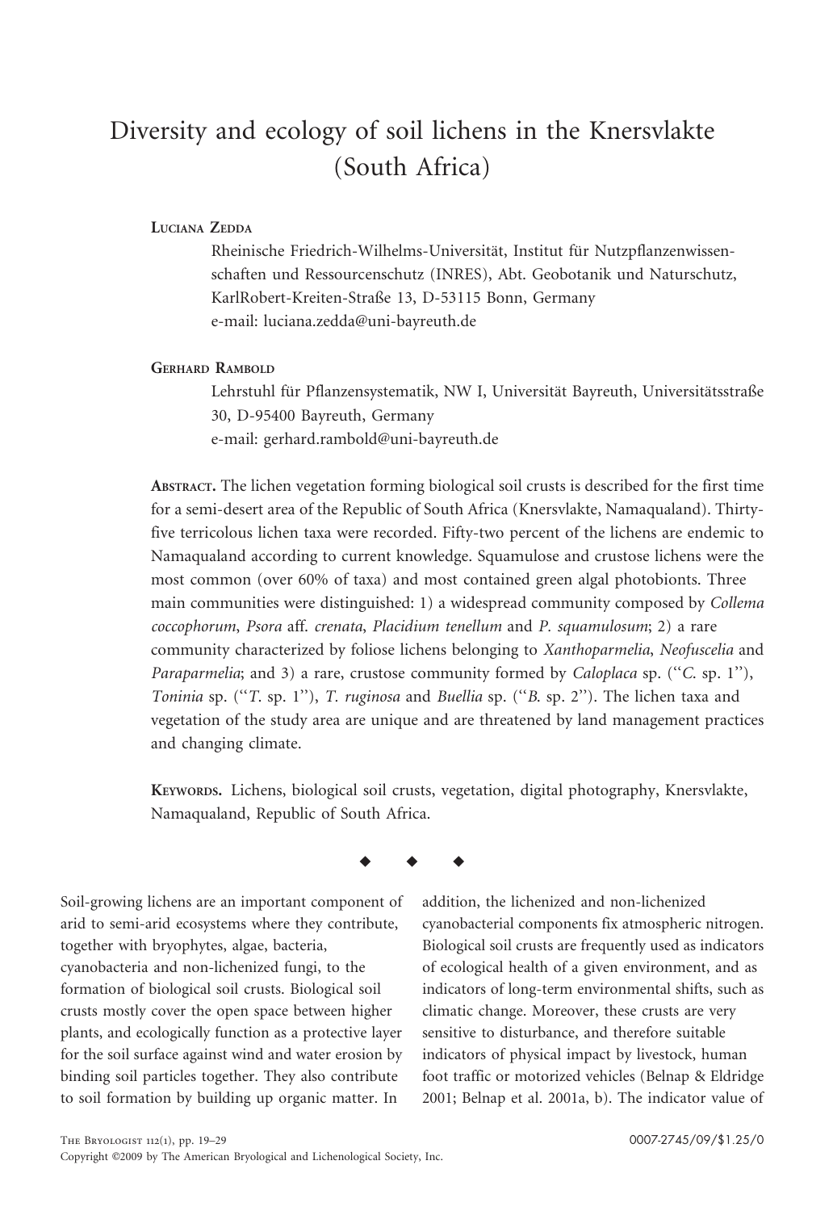# Diversity and ecology of soil lichens in the Knersvlakte (South Africa)

**Luciana Zedda**

Rheinische Friedrich-Wilhelms-Universität, Institut für Nutzpflanzenwissenschaften und Ressourcenschutz (INRES), Abt. Geobotanik und Naturschutz, KarlRobert-Kreiten-Straße 13, D-53115 Bonn, Germany
e-mail: luciana.zedda@uni-bayreuth.de

**Gerhard Rambold**

Lehrstuhl für Pflanzensystematik, NW I, Universität Bayreuth, Universitätsstraße 30, D-95400 Bayreuth, Germany
e-mail: gerhard.rambold@uni-bayreuth.de

**Abstract.** The lichen vegetation forming biological soil crusts is described for the first time for a semi-desert area of the Republic of South Africa (Knersvlakte, Namaqualand). Thirty-five terricolous lichen taxa were recorded. Fifty-two percent of the lichens are endemic to Namaqualand according to current knowledge. Squamulose and crustose lichens were the most common (over 60% of taxa) and most contained green algal photobionts. Three main communities were distinguished: 1) a widespread community composed by *Collema coccophorum*, *Psora* aff. *crenata*, *Placidium tenellum* and *P. squamulosum*; 2) a rare community characterized by foliose lichens belonging to *Xanthoparmelia*, *Neofuscelia* and *Paraparmelia*; and 3) a rare, crustose community formed by *Caloplaca* sp. (''*C.* sp. 1''), *Toninia* sp. (''*T.* sp. 1''), *T. ruginosa* and *Buellia* sp. (''*B.* sp. 2''). The lichen taxa and vegetation of the study area are unique and are threatened by land management practices and changing climate.

**Keywords.** Lichens, biological soil crusts, vegetation, digital photography, Knersvlakte, Namaqualand, Republic of South Africa.

◆ ◆ ◆

Soil-growing lichens are an important component of arid to semi-arid ecosystems where they contribute, together with bryophytes, algae, bacteria, cyanobacteria and non-lichenized fungi, to the formation of biological soil crusts. Biological soil crusts mostly cover the open space between higher plants, and ecologically function as a protective layer for the soil surface against wind and water erosion by binding soil particles together. They also contribute to soil formation by building up organic matter. In addition, the lichenized and non-lichenized cyanobacterial components fix atmospheric nitrogen. Biological soil crusts are frequently used as indicators of ecological health of a given environment, and as indicators of long-term environmental shifts, such as climatic change. Moreover, these crusts are very sensitive to disturbance, and therefore suitable indicators of physical impact by livestock, human foot traffic or motorized vehicles (Belnap & Eldridge 2001; Belnap et al. 2001a, b). The indicator value of

Copyright ©2009 by The American Bryological and Lichenological Society, Inc.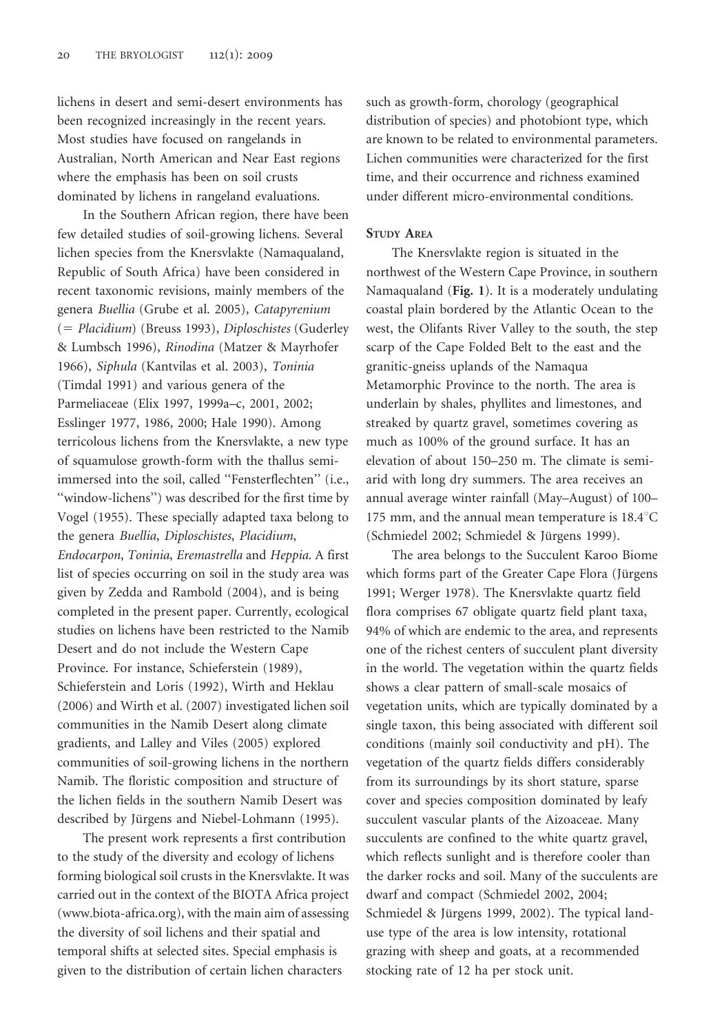lichens in desert and semi-desert environments has been recognized increasingly in the recent years. Most studies have focused on rangelands in Australian, North American and Near East regions where the emphasis has been on soil crusts dominated by lichens in rangeland evaluations.

In the Southern African region, there have been few detailed studies of soil-growing lichens. Several lichen species from the Knersvlakte (Namaqualand, Republic of South Africa) have been considered in recent taxonomic revisions, mainly members of the genera *Buellia* (Grube et al. 2005), *Catapyrenium* (= *Placidium*) (Breuss 1993), *Diploschistes* (Guderley & Lumbsch 1996), *Rinodina* (Matzer & Mayrhofer 1966), *Siphula* (Kantvilas et al. 2003), *Toninia* (Timdal 1991) and various genera of the Parmeliaceae (Elix 1997, 1999a–c, 2001, 2002; Esslinger 1977, 1986, 2000; Hale 1990). Among terricolous lichens from the Knersvlakte, a new type of squamulose growth-form with the thallus semi-immersed into the soil, called ''Fensterflechten'' (i.e., ''window-lichens'') was described for the first time by Vogel (1955). These specially adapted taxa belong to the genera *Buellia*, *Diploschistes*, *Placidium*, *Endocarpon*, *Toninia*, *Eremastrella* and *Heppia*. A first list of species occurring on soil in the study area was given by Zedda and Rambold (2004), and is being completed in the present paper. Currently, ecological studies on lichens have been restricted to the Namib Desert and do not include the Western Cape Province. For instance, Schieferstein (1989), Schieferstein and Loris (1992), Wirth and Heklau (2006) and Wirth et al. (2007) investigated lichen soil communities in the Namib Desert along climate gradients, and Lalley and Viles (2005) explored communities of soil-growing lichens in the northern Namib. The floristic composition and structure of the lichen fields in the southern Namib Desert was described by Jürgens and Niebel-Lohmann (1995).

The present work represents a first contribution to the study of the diversity and ecology of lichens forming biological soil crusts in the Knersvlakte. It was carried out in the context of the BIOTA Africa project (www.biota-africa.org), with the main aim of assessing the diversity of soil lichens and their spatial and temporal shifts at selected sites. Special emphasis is given to the distribution of certain lichen characters such as growth-form, chorology (geographical distribution of species) and photobiont type, which are known to be related to environmental parameters. Lichen communities were characterized for the first time, and their occurrence and richness examined under different micro-environmental conditions.

## Study Area

The Knersvlakte region is situated in the northwest of the Western Cape Province, in southern Namaqualand (**Fig. 1**). It is a moderately undulating coastal plain bordered by the Atlantic Ocean to the west, the Olifants River Valley to the south, the step scarp of the Cape Folded Belt to the east and the granitic-gneiss uplands of the Namaqua Metamorphic Province to the north. The area is underlain by shales, phyllites and limestones, and streaked by quartz gravel, sometimes covering as much as 100% of the ground surface. It has an elevation of about 150–250 m. The climate is semi-arid with long dry summers. The area receives an annual average winter rainfall (May–August) of 100–175 mm, and the annual mean temperature is 18.4°C (Schmiedel 2002; Schmiedel & Jürgens 1999).

The area belongs to the Succulent Karoo Biome which forms part of the Greater Cape Flora (Jürgens 1991; Werger 1978). The Knersvlakte quartz field flora comprises 67 obligate quartz field plant taxa, 94% of which are endemic to the area, and represents one of the richest centers of succulent plant diversity in the world. The vegetation within the quartz fields shows a clear pattern of small-scale mosaics of vegetation units, which are typically dominated by a single taxon, this being associated with different soil conditions (mainly soil conductivity and pH). The vegetation of the quartz fields differs considerably from its surroundings by its short stature, sparse cover and species composition dominated by leafy succulent vascular plants of the Aizoaceae. Many succulents are confined to the white quartz gravel, which reflects sunlight and is therefore cooler than the darker rocks and soil. Many of the succulents are dwarf and compact (Schmiedel 2002, 2004; Schmiedel & Jürgens 1999, 2002). The typical land-use type of the area is low intensity, rotational grazing with sheep and goats, at a recommended stocking rate of 12 ha per stock unit.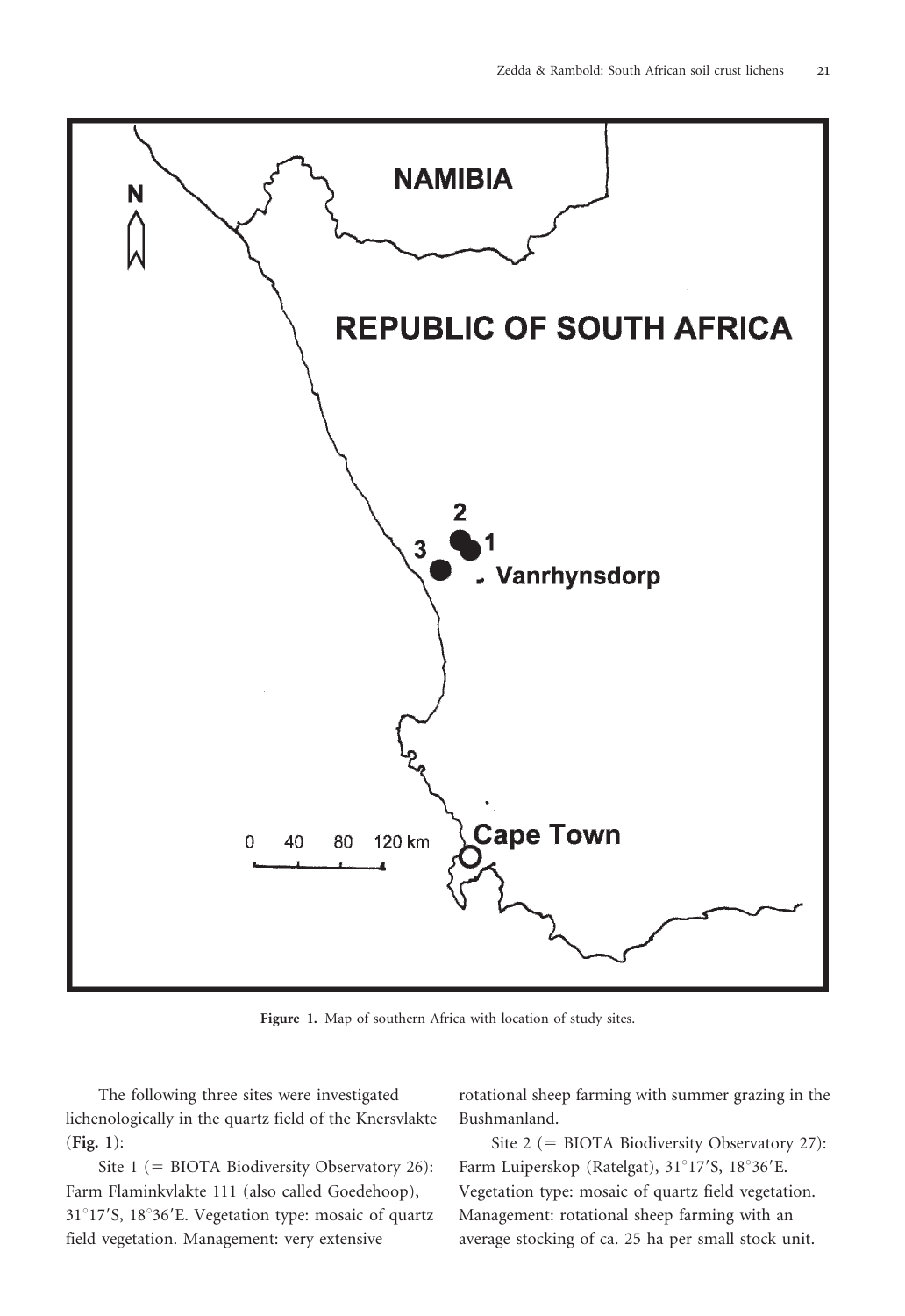Figure 1. Map of southern Africa with location of study sites.

The following three sites were investigated lichenologically in the quartz field of the Knersvlakte (**Fig. 1**):

Site 1 (= BIOTA Biodiversity Observatory 26): Farm Flaminkvlakte 111 (also called Goedehoop), 31°17′S, 18°36′E. Vegetation type: mosaic of quartz field vegetation. Management: very extensive rotational sheep farming with summer grazing in the Bushmanland.

Site 2 (= BIOTA Biodiversity Observatory 27): Farm Luiperskop (Ratelgat), 31°17′S, 18°36′E. Vegetation type: mosaic of quartz field vegetation. Management: rotational sheep farming with an average stocking of ca. 25 ha per small stock unit.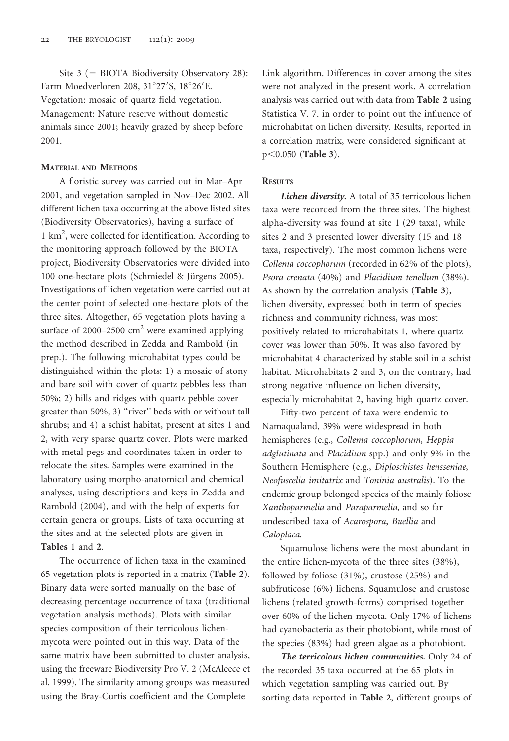Site 3 (= BIOTA Biodiversity Observatory 28): Farm Moedverloren 208, 31°27′S, 18°26′E. Vegetation: mosaic of quartz field vegetation. Management: Nature reserve without domestic animals since 2001; heavily grazed by sheep before 2001.

## Material and Methods

A floristic survey was carried out in Mar–Apr 2001, and vegetation sampled in Nov–Dec 2002. All different lichen taxa occurring at the above listed sites (Biodiversity Observatories), having a surface of 1 km$^2$, were collected for identification. According to the monitoring approach followed by the BIOTA project, Biodiversity Observatories were divided into 100 one-hectare plots (Schmiedel & Jürgens 2005). Investigations of lichen vegetation were carried out at the center point of selected one-hectare plots of the three sites. Altogether, 65 vegetation plots having a surface of 2000–2500 cm$^2$ were examined applying the method described in Zedda and Rambold (in prep.). The following microhabitat types could be distinguished within the plots: 1) a mosaic of stony and bare soil with cover of quartz pebbles less than 50%; 2) hills and ridges with quartz pebble cover greater than 50%; 3) "river" beds with or without tall shrubs; and 4) a schist habitat, present at sites 1 and 2, with very sparse quartz cover. Plots were marked with metal pegs and coordinates taken in order to relocate the sites. Samples were examined in the laboratory using morpho-anatomical and chemical analyses, using descriptions and keys in Zedda and Rambold (2004), and with the help of experts for certain genera or groups. Lists of taxa occurring at the sites and at the selected plots are given in **Tables 1** and **2**.

The occurrence of lichen taxa in the examined 65 vegetation plots is reported in a matrix (**Table 2**). Binary data were sorted manually on the base of decreasing percentage occurrence of taxa (traditional vegetation analysis methods). Plots with similar species composition of their terricolous lichen-mycota were pointed out in this way. Data of the same matrix have been submitted to cluster analysis, using the freeware Biodiversity Pro V. 2 (McAleece et al. 1999). The similarity among groups was measured using the Bray-Curtis coefficient and the Complete Link algorithm. Differences in cover among the sites were not analyzed in the present work. A correlation analysis was carried out with data from **Table 2** using Statistica V. 7. in order to point out the influence of microhabitat on lichen diversity. Results, reported in a correlation matrix, were considered significant at $p<0.050$ (**Table 3**).

## Results

***Lichen diversity.*** A total of 35 terricolous lichen taxa were recorded from the three sites. The highest alpha-diversity was found at site 1 (29 taxa), while sites 2 and 3 presented lower diversity (15 and 18 taxa, respectively). The most common lichens were *Collema coccophorum* (recorded in 62% of the plots), *Psora crenata* (40%) and *Placidium tenellum* (38%). As shown by the correlation analysis (**Table 3**), lichen diversity, expressed both in term of species richness and community richness, was most positively related to microhabitats 1, where quartz cover was lower than 50%. It was also favored by microhabitat 4 characterized by stable soil in a schist habitat. Microhabitats 2 and 3, on the contrary, had strong negative influence on lichen diversity, especially microhabitat 2, having high quartz cover.

Fifty-two percent of taxa were endemic to Namaqualand, 39% were widespread in both hemispheres (e.g., *Collema coccophorum*, *Heppia adglutinata* and *Placidium* spp.) and only 9% in the Southern Hemisphere (e.g., *Diploschistes hensseniae*, *Neofuscelia imitatrix* and *Toninia australis*). To the endemic group belonged species of the mainly foliose *Xanthoparmelia* and *Paraparmelia*, and so far undescribed taxa of *Acarospora*, *Buellia* and *Caloplaca*.

Squamulose lichens were the most abundant in the entire lichen-mycota of the three sites (38%), followed by foliose (31%), crustose (25%) and subfruticose (6%) lichens. Squamulose and crustose lichens (related growth-forms) comprised together over 60% of the lichen-mycota. Only 17% of lichens had cyanobacteria as their photobiont, while most of the species (83%) had green algae as a photobiont.

***The terricolous lichen communities.*** Only 24 of the recorded 35 taxa occurred at the 65 plots in which vegetation sampling was carried out. By sorting data reported in **Table 2**, different groups of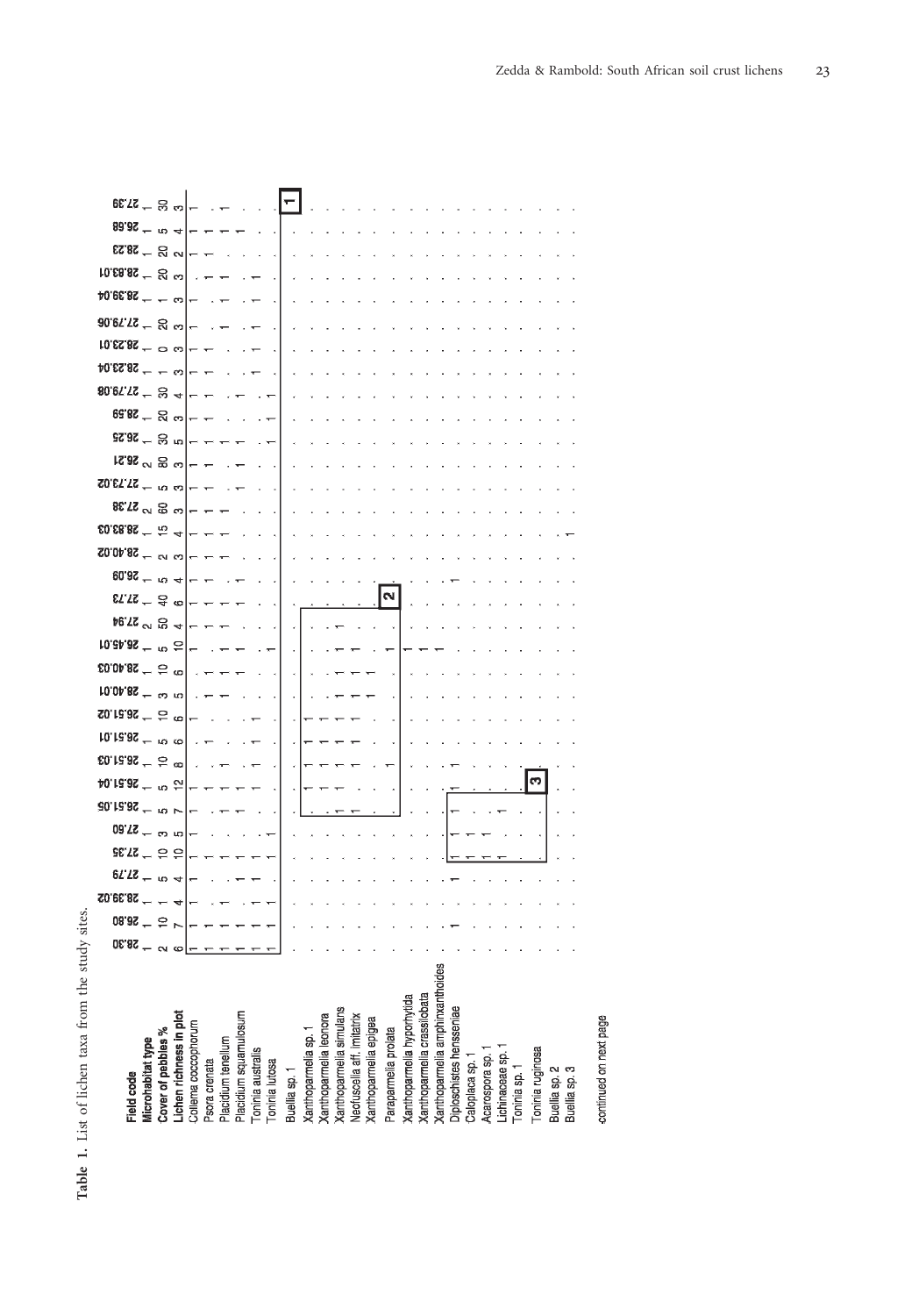**Table 1.** List of lichen taxa from the study sites.

| Field code | 28.30 | 26.80 | 28.39.02 | 27.79 | 27.35 | 27.60 | 26.51.05 | 26.51.04 | 26.51.03 | 26.51.01 | 26.51.02 | 28.40.01 | 28.40.03 | 26.45.01 | 27.94 | 27.73 | 26.09 | 28.40.02 | 28.83.03 | 27.38 | 27.73.02 | 26.21 | 26.25 | 26.59 | 27.79.08 | 28.23.04 | 28.23.01 | 27.79.06 | 28.39.04 | 28.83.01 | 28.23 | 26.68 | 27.39 |
|---|---|---|---|---|---|---|---|---|---|---|---|---|---|---|---|---|---|---|---|---|---|---|---|---|---|---|---|---|---|---|---|---|---|
| **Microhabitat type** | 1 | 1 | 1 | 1 | 1 | 1 | 1 | 1 | 1 | 1 | 1 | 1 | 1 | 1 | 2 | 1 | 1 | 1 | 1 | 2 | 1 | 2 | 1 | 1 | 1 | 1 | 1 | 1 | 1 | 1 | 1 | 1 | 1 |
| **Cover of pebbles %** | 2 | 10 | 1 | 5 | 10 | 3 | 5 | 5 | 10 | 5 | 10 | 3 | 10 | 5 | 50 | 40 | 5 | 2 | 15 | 60 | 5 | 80 | 30 | 20 | 30 | 1 | 0 | 20 | 1 | 20 | 20 | 5 | 30 |
| **Lichen richness in plot** | 6 | 7 | 4 | 4 | 10 | 5 | 7 | 12 | 8 | 6 | 6 | 5 | 6 | 10 | 4 | 6 | 4 | 3 | 4 | 3 | 3 | 3 | 5 | 3 | 4 | 3 | 3 | 3 | 3 | 3 | 2 | 4 | 3 |
| Collema coccophorum | 1 | 1 | 1 | 1 | 1 | 1 | 1 | 1 | . | . | 1 | . | . | 1 | 1 | 1 | 1 | 1 | 1 | 1 | 1 | 1 | 1 | 1 | 1 | 1 | 1 | 1 | 1 | . | 1 | 1 | 1 |
| Psora crenata | 1 | 1 | . | . | 1 | . | . | 1 | . | 1 | . | 1 | 1 | . | 1 | 1 | 1 | 1 | 1 | 1 | 1 | 1 | 1 | 1 | 1 | 1 | 1 | . | . | 1 | 1 | 1 | . |
| Placidium tenellum | 1 | 1 | 1 | . | 1 | . | 1 | 1 | 1 | . | . | 1 | 1 | 1 | 1 | 1 | . | 1 | 1 | 1 | . | . | 1 | . | . | . | . | 1 | 1 | 1 | . | 1 | 1 |
| Placidium squamulosum | 1 | 1 | . | 1 | 1 | . | 1 | 1 | . | . | . | . | 1 | 1 | . | 1 | 1 | . | . | . | 1 | 1 | 1 | . | 1 | . | . | . | . | . | . | 1 | . |
| Toninia australis | 1 | 1 | 1 | 1 | 1 | . | 1 | 1 | 1 | 1 | 1 | . | . | . | . | . | . | . | . | . | . | . | . | . | . | 1 | 1 | 1 | 1 | 1 | . | . | . |
| Toninia lutosa | 1 | 1 | 1 | . | 1 | 1 | . | . | . | . | . | . | . | 1 | . | . | . | . | . | . | . | . | 1 | 1 | 1 | . | . | . | . | . | . | . | . |
| Buellia sp. 1 | . | . | . | . | . | . | . | . | . | . | . | . | . | . | . | . | . | . | . | . | . | . | . | . | . | . | . | . | . | . | . | . | . |
| Xanthoparmelia sp. 1 | . | . | . | . | . | . | . | 1 | 1 | 1 | 1 | . | . | . | . | . | . | . | . | . | . | . | . | . | . | . | . | . | . | . | . | . | . |
| Xanthoparmelia leonora | . | . | . | . | . | . | 1 | 1 | 1 | 1 | 1 | . | . | . | . | . | . | . | . | . | . | . | . | . | . | . | . | . | . | . | . | . | . |
| Xanthoparmelia simulans | . | . | . | . | . | . | . | 1 | 1 | 1 | 1 | 1 | 1 | 1 | 1 | . | . | . | . | . | . | . | . | . | . | . | . | . | . | . | . | . | . |
| Neofuscelia aff. imitatrix | . | . | . | . | . | . | 1 | 1 | . | 1 | 1 | 1 | 1 | 1 | . | . | . | . | . | . | . | . | . | . | . | . | . | . | . | . | . | . | . |
| Xanthoparmelia epigea | . | . | . | . | . | . | . | . | . | . | . | 1 | 1 | . | . | . | . | . | . | . | . | . | . | . | . | . | . | . | . | . | . | . | . |
| Paraparmelia prolata | . | . | . | . | . | . | . | . | 1 | . | . | . | . | 1 | . | . | . | . | . | . | . | . | . | . | . | . | . | . | . | . | . | . | . |
| Xanthoparmelia hyporhytida | . | . | . | . | . | . | . | . | . | . | . | . | . | 1 | . | . | . | . | . | . | . | . | . | . | . | . | . | . | . | . | . | . | . |
| Xanthoparmelia crassilobata | . | . | . | . | . | . | . | . | . | . | . | . | . | 1 | . | . | . | . | . | . | . | . | . | . | . | . | . | . | . | . | . | . | . |
| Xanthoparmelia amphixanthoides | . | . | . | . | . | . | . | . | . | . | . | . | . | 1 | . | . | . | . | . | . | . | . | . | . | . | . | . | . | . | . | . | . | . |
| Diploschistes hensseniae | . | 1 | . | 1 | 1 | 1 | . | 1 | 1 | . | . | . | . | . | . | . | 1 | . | . | . | . | . | . | . | . | . | . | . | . | . | . | . | . |
| Caloplaca sp. 1 | . | . | . | . | 1 | 1 | . | . | . | . | . | . | . | . | . | . | . | . | . | . | . | . | . | . | . | . | . | . | . | . | . | . | . |
| Acarospora sp. 1 | . | . | . | . | 1 | 1 | . | . | . | . | . | . | . | . | . | . | . | . | . | . | . | . | . | . | . | . | . | . | . | . | . | . | . |
| Lichinaceae sp. 1 | . | . | . | . | 1 | . | 1 | . | . | . | . | . | . | . | . | . | . | . | . | . | . | . | . | . | . | . | . | . | . | . | . | . | . |
| Toninia sp. 1 | . | . | . | . | . | . | . | . | . | . | . | . | . | . | . | . | . | . | . | . | . | . | . | . | . | . | . | . | . | . | . | . | . |
| Toninia ruginosa | . | . | . | . | . | . | . | . | . | . | . | . | . | . | . | . | . | . | . | . | . | . | . | . | . | . | . | . | . | . | . | . | . |
| Buellia sp. 2 | . | . | . | . | . | . | . | . | . | . | . | . | . | . | . | . | . | . | . | . | . | . | . | . | . | . | . | . | . | . | . | . | . |
| Buellia sp. 3 | . | . | . | . | . | . | . | . | . | . | . | . | . | . | . | . | . | . | 1 | . | . | . | . | . | . | . | . | . | . | . | . | . | . |

-continued on next page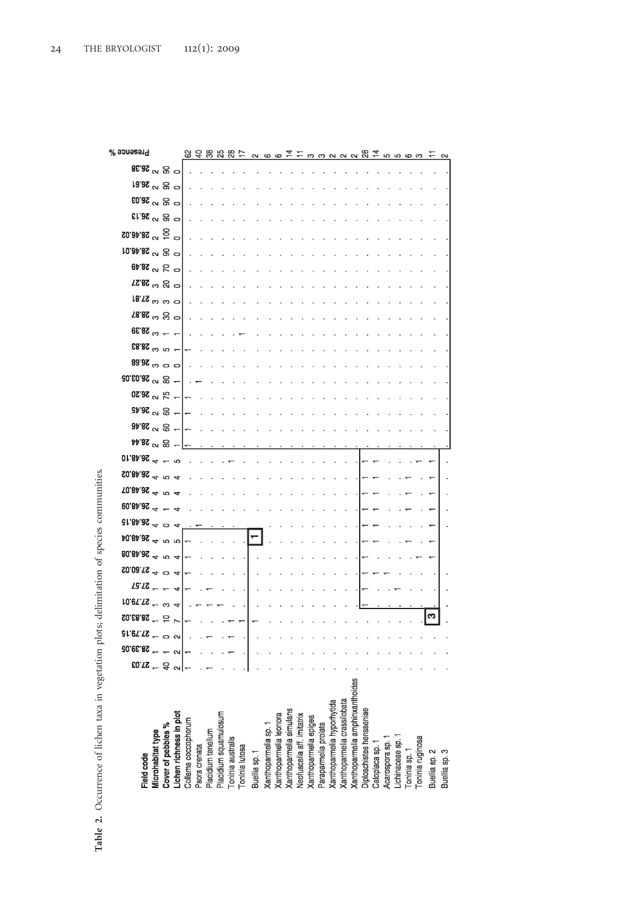**Table 2.** Occurrence of lichen taxa in vegetation plots; delimitation of species communities.

| Field code | 27.03 | 28.39.05 | 27.79.15 | 28.83.02 | 27.79.01 | 27.57 | 27.60.02 | 26.48.08 | 26.48.04 | 26.48.15 | 26.48.09 | 26.48.07 | 26.48.02 | 26.48.10 | 28.44 | 28.46 | 26.45 | 26.20 | 26.03.05 | 26.68 | 28.83 | 28.39 | 28.87 | 27.81 | 28.27 | 28.49 | 28.46.01 | 28.46.02 | 26.13 | 26.03 | 26.61 | 26.38 | Presence % |
|---|---|---|---|---|---|---|---|---|---|---|---|---|---|---|---|---|---|---|---|---|---|---|---|---|---|---|---|---|---|---|---|---|---|
| **Microhabitat type** | 1 | 1 | 1 | 1 | 1 | 1 | 4 | 4 | 4 | 4 | 4 | 4 | 4 | 4 | 2 | 2 | 2 | 2 | 2 | 3 | 3 | 3 | 3 | 3 | 3 | 2 | 2 | 2 | 2 | 2 | 2 | 2 | |
| **Cover of pebbles %** | 40 | 1 | 0 | 10 | 3 | 1 | 0 | 5 | 5 | 0 | 1 | 5 | 5 | 1 | 80 | 60 | 60 | 75 | 80 | 0 | 5 | 1 | 30 | 3 | 20 | 70 | 90 | 100 | 90 | 90 | 90 | 90 | |
| **Lichen richness in plot** | 2 | 2 | 2 | 7 | 4 | 4 | 4 | 4 | 5 | 4 | 4 | 4 | 4 | 5 | 1 | 1 | 1 | 1 | 1 | 0 | 1 | 1 | 0 | 0 | 0 | 0 | 0 | 0 | 0 | 0 | 0 | 0 | |
| Collema coccophorum | 1 | 1 | . | 1 | . | 1 | 1 | 1 | 1 | . | . | . | . | . | 1 | 1 | 1 | 1 | . | . | 1 | . | . | . | . | . | . | . | . | . | . | . | 62 |
| Psora crenata | . | . | . | . | 1 | . | . | . | . | 1 | . | . | . | . | . | . | . | . | 1 | . | . | . | . | . | . | . | . | . | . | . | . | . | 40 |
| Placidium tenellum | 1 | . | 1 | . | 1 | 1 | . | . | . | . | . | . | . | . | . | . | . | . | . | . | . | . | . | . | . | . | . | . | . | . | . | . | 38 |
| Placidium squamulosum | . | . | . | . | 1 | . | . | . | . | . | . | . | . | . | . | . | . | . | . | . | . | . | . | . | . | . | . | . | . | . | . | . | 25 |
| Toninia australis | . | 1 | 1 | 1 | . | . | . | . | . | . | . | . | . | 1 | . | . | . | . | . | . | . | . | . | . | . | . | . | . | . | . | . | . | 28 |
| Toninia lutosa | . | . | . | 1 | . | . | . | . | . | . | . | . | . | . | . | . | . | . | . | . | . | 1 | . | . | . | . | . | . | . | . | . | . | 17 |
| Buellia sp. 1 | . | . | . | 1 | . | . | . | . | . | . | . | . | . | . | . | . | . | . | . | . | . | . | . | . | . | . | . | . | . | . | . | . | 2 |
| Xanthoparmelia sp. 1 | . | . | . | . | . | . | . | . | . | . | . | . | . | . | . | . | . | . | . | . | . | . | . | . | . | . | . | . | . | . | . | . | 6 |
| Xanthoparmelia leonora | . | . | . | . | . | . | . | . | . | . | . | . | . | . | . | . | . | . | . | . | . | . | . | . | . | . | . | . | . | . | . | . | 6 |
| Xanthoparmelia simulans | . | . | . | . | . | . | . | . | . | . | . | . | . | . | . | . | . | . | . | . | . | . | . | . | . | . | . | . | . | . | . | . | 14 |
| Neofuscelia aff. imitatrix | . | . | . | . | . | . | . | . | . | . | . | . | . | . | . | . | . | . | . | . | . | . | . | . | . | . | . | . | . | . | . | . | 11 |
| Xanthoparmelia epigea | . | . | . | . | . | . | . | . | . | . | . | . | . | . | . | . | . | . | . | . | . | . | . | . | . | . | . | . | . | . | . | . | 3 |
| Paraparmelia prolata | . | . | . | . | . | . | . | . | . | . | . | . | . | . | . | . | . | . | . | . | . | . | . | . | . | . | . | . | . | . | . | . | 3 |
| Xanthoparmelia hypofytida | . | . | . | . | . | . | . | . | . | . | . | . | . | . | . | . | . | . | . | . | . | . | . | . | . | . | . | . | . | . | . | . | 2 |
| Xanthoparmelia crassilobata | . | . | . | . | . | . | . | . | . | . | . | . | . | . | . | . | . | . | . | . | . | . | . | . | . | . | . | . | . | . | . | . | 2 |
| Xanthoparmelia amphixanthoides | . | . | . | . | . | . | . | . | . | . | . | . | . | . | . | . | . | . | . | . | . | . | . | . | . | . | . | . | . | . | . | . | 2 |
| Diploschistes hensseniae | . | . | . | . | 1 | 1 | 1 | 1 | 1 | 1 | 1 | 1 | 1 | 1 | . | . | . | . | . | . | . | . | . | . | . | . | . | . | . | . | . | . | 28 |
| Caloplaca sp. 1 | . | . | . | . | . | . | 1 | . | 1 | 1 | 1 | 1 | 1 | 1 | . | . | . | . | . | . | . | . | . | . | . | . | . | . | . | . | . | . | 14 |
| Acarospora sp. 1 | . | . | . | . | . | . | 1 | . | . | . | . | . | . | . | . | . | . | . | . | . | . | . | . | . | . | . | . | . | . | . | . | . | 5 |
| Lichinaceae sp. 1 | . | . | . | . | . | 1 | . | . | . | . | . | . | . | . | . | . | . | . | . | . | . | . | . | . | . | . | . | . | . | . | . | . | 5 |
| Toninia sp. 1 | . | . | . | . | . | . | . | . | 1 | . | 1 | 1 | 1 | . | . | . | . | . | . | . | . | . | . | . | . | . | . | . | . | . | . | . | 6 |
| Toninia ruginosa | . | . | . | . | . | . | . | 1 | . | . | . | . | . | 1 | . | . | . | . | . | . | . | . | . | . | . | . | . | . | . | . | . | . | 3 |
| Buellia sp. 2 | . | . | . | . | . | . | . | 1 | 1 | 1 | 1 | 1 | 1 | 1 | . | . | . | . | . | . | . | . | . | . | . | . | . | . | . | . | . | . | 11 |
| Buellia sp. 3 | . | . | . | . | . | . | . | . | . | . | . | . | . | . | . | . | . | . | . | . | . | . | . | . | . | . | . | . | . | . | . | . | 2 |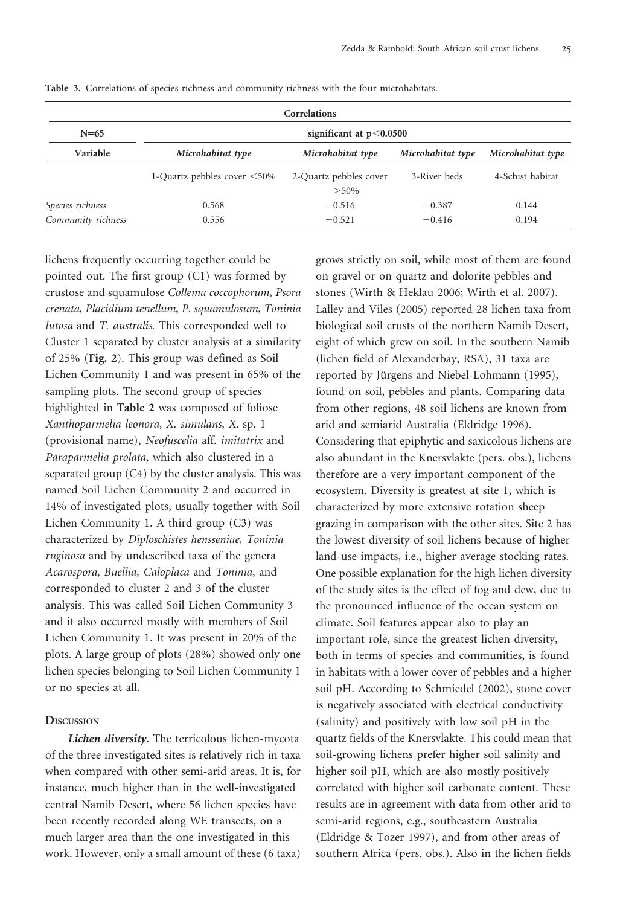**Table 3.** Correlations of species richness and community richness with the four microhabitats.

| Correlations | | | | |
|---|---|---|---|---|
| N=65 | significant at p<0.0500 | | | |
| Variable | *Microhabitat type* | *Microhabitat type* | *Microhabitat type* | *Microhabitat type* |
| | 1-Quartz pebbles cover <50% | 2-Quartz pebbles cover >50% | 3-River beds | 4-Schist habitat |
| *Species richness* | 0.568 | −0.516 | −0.387 | 0.144 |
| *Community richness* | 0.556 | −0.521 | −0.416 | 0.194 |

lichens frequently occurring together could be pointed out. The first group (C1) was formed by crustose and squamulose *Collema coccophorum*, *Psora crenata*, *Placidium tenellum*, *P. squamulosum*, *Toninia lutosa* and *T. australis*. This corresponded well to Cluster 1 separated by cluster analysis at a similarity of 25% (**Fig. 2**). This group was defined as Soil Lichen Community 1 and was present in 65% of the sampling plots. The second group of species highlighted in **Table 2** was composed of foliose *Xanthoparmelia leonora*, *X. simulans*, *X.* sp. 1 (provisional name), *Neofuscelia* aff. *imitatrix* and *Paraparmelia prolata*, which also clustered in a separated group (C4) by the cluster analysis. This was named Soil Lichen Community 2 and occurred in 14% of investigated plots, usually together with Soil Lichen Community 1. A third group (C3) was characterized by *Diploschistes hensseniae*, *Toninia ruginosa* and by undescribed taxa of the genera *Acarospora*, *Buellia*, *Caloplaca* and *Toninia*, and corresponded to cluster 2 and 3 of the cluster analysis. This was called Soil Lichen Community 3 and it also occurred mostly with members of Soil Lichen Community 1. It was present in 20% of the plots. A large group of plots (28%) showed only one lichen species belonging to Soil Lichen Community 1 or no species at all.

## Discussion

***Lichen diversity.*** The terricolous lichen-mycota of the three investigated sites is relatively rich in taxa when compared with other semi-arid areas. It is, for instance, much higher than in the well-investigated central Namib Desert, where 56 lichen species have been recently recorded along WE transects, on a much larger area than the one investigated in this work. However, only a small amount of these (6 taxa) grows strictly on soil, while most of them are found on gravel or on quartz and dolorite pebbles and stones (Wirth & Heklau 2006; Wirth et al. 2007). Lalley and Viles (2005) reported 28 lichen taxa from biological soil crusts of the northern Namib Desert, eight of which grew on soil. In the southern Namib (lichen field of Alexanderbay, RSA), 31 taxa are reported by Jürgens and Niebel-Lohmann (1995), found on soil, pebbles and plants. Comparing data from other regions, 48 soil lichens are known from arid and semiarid Australia (Eldridge 1996). Considering that epiphytic and saxicolous lichens are also abundant in the Knersvlakte (pers. obs.), lichens therefore are a very important component of the ecosystem. Diversity is greatest at site 1, which is characterized by more extensive rotation sheep grazing in comparison with the other sites. Site 2 has the lowest diversity of soil lichens because of higher land-use impacts, i.e., higher average stocking rates. One possible explanation for the high lichen diversity of the study sites is the effect of fog and dew, due to the pronounced influence of the ocean system on climate. Soil features appear also to play an important role, since the greatest lichen diversity, both in terms of species and communities, is found in habitats with a lower cover of pebbles and a higher soil pH. According to Schmiedel (2002), stone cover is negatively associated with electrical conductivity (salinity) and positively with low soil pH in the quartz fields of the Knersvlakte. This could mean that soil-growing lichens prefer higher soil salinity and higher soil pH, which are also mostly positively correlated with higher soil carbonate content. These results are in agreement with data from other arid to semi-arid regions, e.g., southeastern Australia (Eldridge & Tozer 1997), and from other areas of southern Africa (pers. obs.). Also in the lichen fields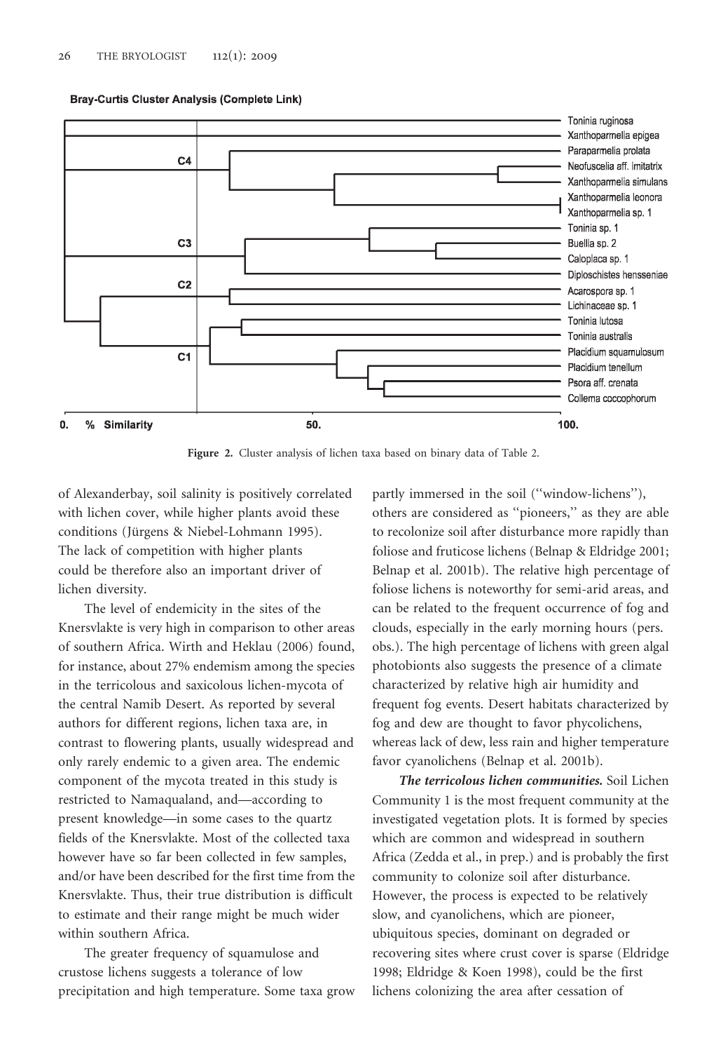Bray-Curtis Cluster Analysis (Complete Link)

C4
C3
C2
C1

Toninia ruginosa
Xanthoparmelia epigea
Paraparmelia prolata
Neofuscelia aff. imitatrix
Xanthoparmelia simulans
Xanthoparmelia leonora
Xanthoparmelia sp. 1
Toninia sp. 1
Buellia sp. 2
Caloplaca sp. 1
Diploschistes hensseniae
Acarospora sp. 1
Lichinaceae sp. 1
Toninia lutosa
Toninia australis
Placidium squamulosum
Placidium tenellum
Psora aff. crenata
Collema coccophorum

0. % Similarity 50. 100.

**Figure 2.** Cluster analysis of lichen taxa based on binary data of Table 2.

of Alexanderbay, soil salinity is positively correlated with lichen cover, while higher plants avoid these conditions (Jürgens & Niebel-Lohmann 1995). The lack of competition with higher plants could be therefore also an important driver of lichen diversity.

The level of endemicity in the sites of the Knersvlakte is very high in comparison to other areas of southern Africa. Wirth and Heklau (2006) found, for instance, about 27% endemism among the species in the terricolous and saxicolous lichen-mycota of the central Namib Desert. As reported by several authors for different regions, lichen taxa are, in contrast to flowering plants, usually widespread and only rarely endemic to a given area. The endemic component of the mycota treated in this study is restricted to Namaqualand, and—according to present knowledge—in some cases to the quartz fields of the Knersvlakte. Most of the collected taxa however have so far been collected in few samples, and/or have been described for the first time from the Knersvlakte. Thus, their true distribution is difficult to estimate and their range might be much wider within southern Africa.

The greater frequency of squamulose and crustose lichens suggests a tolerance of low precipitation and high temperature. Some taxa grow partly immersed in the soil (''window-lichens''), others are considered as ''pioneers,'' as they are able to recolonize soil after disturbance more rapidly than foliose and fruticose lichens (Belnap & Eldridge 2001; Belnap et al. 2001b). The relative high percentage of foliose lichens is noteworthy for semi-arid areas, and can be related to the frequent occurrence of fog and clouds, especially in the early morning hours (pers. obs.). The high percentage of lichens with green algal photobionts also suggests the presence of a climate characterized by relative high air humidity and frequent fog events. Desert habitats characterized by fog and dew are thought to favor phycolichens, whereas lack of dew, less rain and higher temperature favor cyanolichens (Belnap et al. 2001b).

***The terricolous lichen communities.*** Soil Lichen Community 1 is the most frequent community at the investigated vegetation plots. It is formed by species which are common and widespread in southern Africa (Zedda et al., in prep.) and is probably the first community to colonize soil after disturbance. However, the process is expected to be relatively slow, and cyanolichens, which are pioneer, ubiquitous species, dominant on degraded or recovering sites where crust cover is sparse (Eldridge 1998; Eldridge & Koen 1998), could be the first lichens colonizing the area after cessation of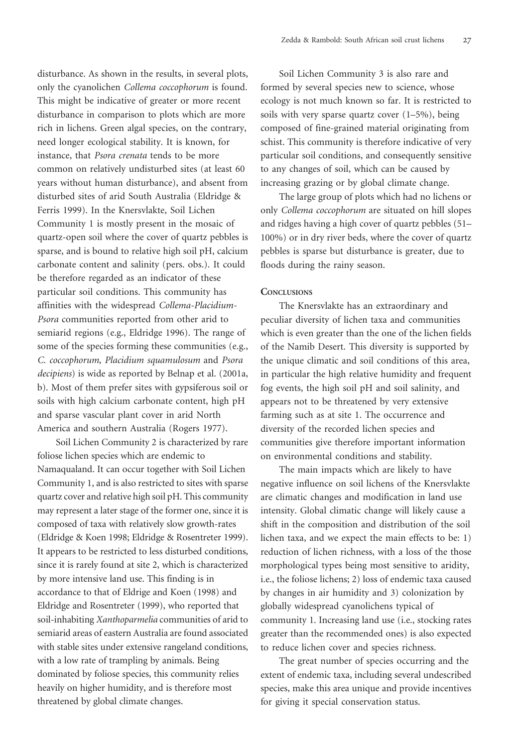disturbance. As shown in the results, in several plots, only the cyanolichen *Collema coccophorum* is found. This might be indicative of greater or more recent disturbance in comparison to plots which are more rich in lichens. Green algal species, on the contrary, need longer ecological stability. It is known, for instance, that *Psora crenata* tends to be more common on relatively undisturbed sites (at least 60 years without human disturbance), and absent from disturbed sites of arid South Australia (Eldridge & Ferris 1999). In the Knersvlakte, Soil Lichen Community 1 is mostly present in the mosaic of quartz-open soil where the cover of quartz pebbles is sparse, and is bound to relative high soil pH, calcium carbonate content and salinity (pers. obs.). It could be therefore regarded as an indicator of these particular soil conditions. This community has affinities with the widespread *Collema-Placidium-Psora* communities reported from other arid to semiarid regions (e.g., Eldridge 1996). The range of some of the species forming these communities (e.g., *C. coccophorum*, *Placidium squamulosum* and *Psora decipiens*) is wide as reported by Belnap et al. (2001a, b). Most of them prefer sites with gypsiferous soil or soils with high calcium carbonate content, high pH and sparse vascular plant cover in arid North America and southern Australia (Rogers 1977).

Soil Lichen Community 2 is characterized by rare foliose lichen species which are endemic to Namaqualand. It can occur together with Soil Lichen Community 1, and is also restricted to sites with sparse quartz cover and relative high soil pH. This community may represent a later stage of the former one, since it is composed of taxa with relatively slow growth-rates (Eldridge & Koen 1998; Eldridge & Rosentreter 1999). It appears to be restricted to less disturbed conditions, since it is rarely found at site 2, which is characterized by more intensive land use. This finding is in accordance to that of Eldrige and Koen (1998) and Eldridge and Rosentreter (1999), who reported that soil-inhabiting *Xanthoparmelia* communities of arid to semiarid areas of eastern Australia are found associated with stable sites under extensive rangeland conditions, with a low rate of trampling by animals. Being dominated by foliose species, this community relies heavily on higher humidity, and is therefore most threatened by global climate changes.

Soil Lichen Community 3 is also rare and formed by several species new to science, whose ecology is not much known so far. It is restricted to soils with very sparse quartz cover (1–5%), being composed of fine-grained material originating from schist. This community is therefore indicative of very particular soil conditions, and consequently sensitive to any changes of soil, which can be caused by increasing grazing or by global climate change.

The large group of plots which had no lichens or only *Collema coccophorum* are situated on hill slopes and ridges having a high cover of quartz pebbles (51–100%) or in dry river beds, where the cover of quartz pebbles is sparse but disturbance is greater, due to floods during the rainy season.

## Conclusions

The Knersvlakte has an extraordinary and peculiar diversity of lichen taxa and communities which is even greater than the one of the lichen fields of the Namib Desert. This diversity is supported by the unique climatic and soil conditions of this area, in particular the high relative humidity and frequent fog events, the high soil pH and soil salinity, and appears not to be threatened by very extensive farming such as at site 1. The occurrence and diversity of the recorded lichen species and communities give therefore important information on environmental conditions and stability.

The main impacts which are likely to have negative influence on soil lichens of the Knersvlakte are climatic changes and modification in land use intensity. Global climatic change will likely cause a shift in the composition and distribution of the soil lichen taxa, and we expect the main effects to be: 1) reduction of lichen richness, with a loss of the those morphological types being most sensitive to aridity, i.e., the foliose lichens; 2) loss of endemic taxa caused by changes in air humidity and 3) colonization by globally widespread cyanolichens typical of community 1. Increasing land use (i.e., stocking rates greater than the recommended ones) is also expected to reduce lichen cover and species richness.

The great number of species occurring and the extent of endemic taxa, including several undescribed species, make this area unique and provide incentives for giving it special conservation status.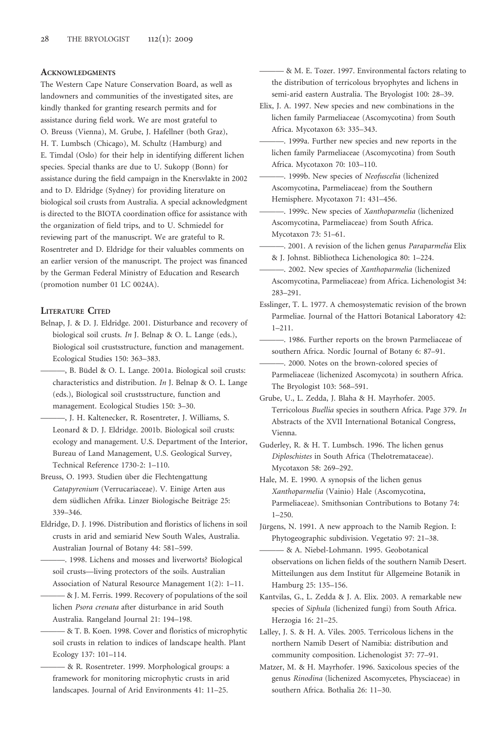## Acknowledgments

The Western Cape Nature Conservation Board, as well as landowners and communities of the investigated sites, are kindly thanked for granting research permits and for assistance during field work. We are most grateful to O. Breuss (Vienna), M. Grube, J. Hafellner (both Graz), H. T. Lumbsch (Chicago), M. Schultz (Hamburg) and E. Timdal (Oslo) for their help in identifying different lichen species. Special thanks are due to U. Sukopp (Bonn) for assistance during the field campaign in the Knersvlakte in 2002 and to D. Eldridge (Sydney) for providing literature on biological soil crusts from Australia. A special acknowledgment is directed to the BIOTA coordination office for assistance with the organization of field trips, and to U. Schmiedel for reviewing part of the manuscript. We are grateful to R. Rosentreter and D. Eldridge for their valuables comments on an earlier version of the manuscript. The project was financed by the German Federal Ministry of Education and Research (promotion number 01 LC 0024A).

## Literature Cited

Belnap, J. & D. J. Eldridge. 2001. Disturbance and recovery of biological soil crusts. *In* J. Belnap & O. L. Lange (eds.), Biological soil crustsstructure, function and management. Ecological Studies 150: 363–383.

———, B. Büdel & O. L. Lange. 2001a. Biological soil crusts: characteristics and distribution. *In* J. Belnap & O. L. Lange (eds.), Biological soil crustsstructure, function and management. Ecological Studies 150: 3–30.

———, J. H. Kaltenecker, R. Rosentreter, J. Williams, S. Leonard & D. J. Eldridge. 2001b. Biological soil crusts: ecology and management. U.S. Department of the Interior, Bureau of Land Management, U.S. Geological Survey, Technical Reference 1730-2: 1–110.

Breuss, O. 1993. Studien über die Flechtengattung *Catapyrenium* (Verrucariaceae). V. Einige Arten aus dem südlichen Afrika. Linzer Biologische Beiträge 25: 339–346.

Eldridge, D. J. 1996. Distribution and floristics of lichens in soil crusts in arid and semiarid New South Wales, Australia. Australian Journal of Botany 44: 581–599.

———. 1998. Lichens and mosses and liverworts? Biological soil crusts—living protectors of the soils. Australian Association of Natural Resource Management 1(2): 1–11.

——— & J. M. Ferris. 1999. Recovery of populations of the soil lichen *Psora crenata* after disturbance in arid South Australia. Rangeland Journal 21: 194–198.

——— & T. B. Koen. 1998. Cover and floristics of microphytic soil crusts in relation to indices of landscape health. Plant Ecology 137: 101–114.

——— & R. Rosentreter. 1999. Morphological groups: a framework for monitoring microphytic crusts in arid landscapes. Journal of Arid Environments 41: 11–25.

——— & M. E. Tozer. 1997. Environmental factors relating to the distribution of terricolous bryophytes and lichens in semi-arid eastern Australia. The Bryologist 100: 28–39.

Elix, J. A. 1997. New species and new combinations in the lichen family Parmeliaceae (Ascomycotina) from South Africa. Mycotaxon 63: 335–343.

———. 1999a. Further new species and new reports in the lichen family Parmeliaceae (Ascomycotina) from South Africa. Mycotaxon 70: 103–110.

———. 1999b. New species of *Neofuscelia* (lichenized Ascomycotina, Parmeliaceae) from the Southern Hemisphere. Mycotaxon 71: 431–456.

———. 1999c. New species of *Xanthoparmelia* (lichenized Ascomycotina, Parmeliaceae) from South Africa. Mycotaxon 73: 51–61.

———. 2001. A revision of the lichen genus *Paraparmelia* Elix & J. Johnst. Bibliotheca Lichenologica 80: 1–224.

———. 2002. New species of *Xanthoparmelia* (lichenized Ascomycotina, Parmeliaceae) from Africa. Lichenologist 34: 283–291.

Esslinger, T. L. 1977. A chemosystematic revision of the brown Parmeliae. Journal of the Hattori Botanical Laboratory 42: 1–211.

———. 1986. Further reports on the brown Parmeliaceae of southern Africa. Nordic Journal of Botany 6: 87–91.

———. 2000. Notes on the brown-colored species of Parmeliaceae (lichenized Ascomycota) in southern Africa. The Bryologist 103: 568–591.

Grube, U., L. Zedda, J. Blaha & H. Mayrhofer. 2005. Terricolous *Buellia* species in southern Africa. Page 379. *In* Abstracts of the XVII International Botanical Congress, Vienna.

Guderley, R. & H. T. Lumbsch. 1996. The lichen genus *Diploschistes* in South Africa (Thelotremataceae). Mycotaxon 58: 269–292.

Hale, M. E. 1990. A synopsis of the lichen genus *Xanthoparmelia* (Vainio) Hale (Ascomycotina, Parmeliaceae). Smithsonian Contributions to Botany 74: 1–250.

Jürgens, N. 1991. A new approach to the Namib Region. I: Phytogeographic subdivision. Vegetatio 97: 21–38.

——— & A. Niebel-Lohmann. 1995. Geobotanical observations on lichen fields of the southern Namib Desert. Mitteilungen aus dem Institut für Allgemeine Botanik in Hamburg 25: 135–156.

Kantvilas, G., L. Zedda & J. A. Elix. 2003. A remarkable new species of *Siphula* (lichenized fungi) from South Africa. Herzogia 16: 21–25.

Lalley, J. S. & H. A. Viles. 2005. Terricolous lichens in the northern Namib Desert of Namibia: distribution and community composition. Lichenologist 37: 77–91.

Matzer, M. & H. Mayrhofer. 1996. Saxicolous species of the genus *Rinodina* (lichenized Ascomycetes, Physciaceae) in southern Africa. Bothalia 26: 11–30.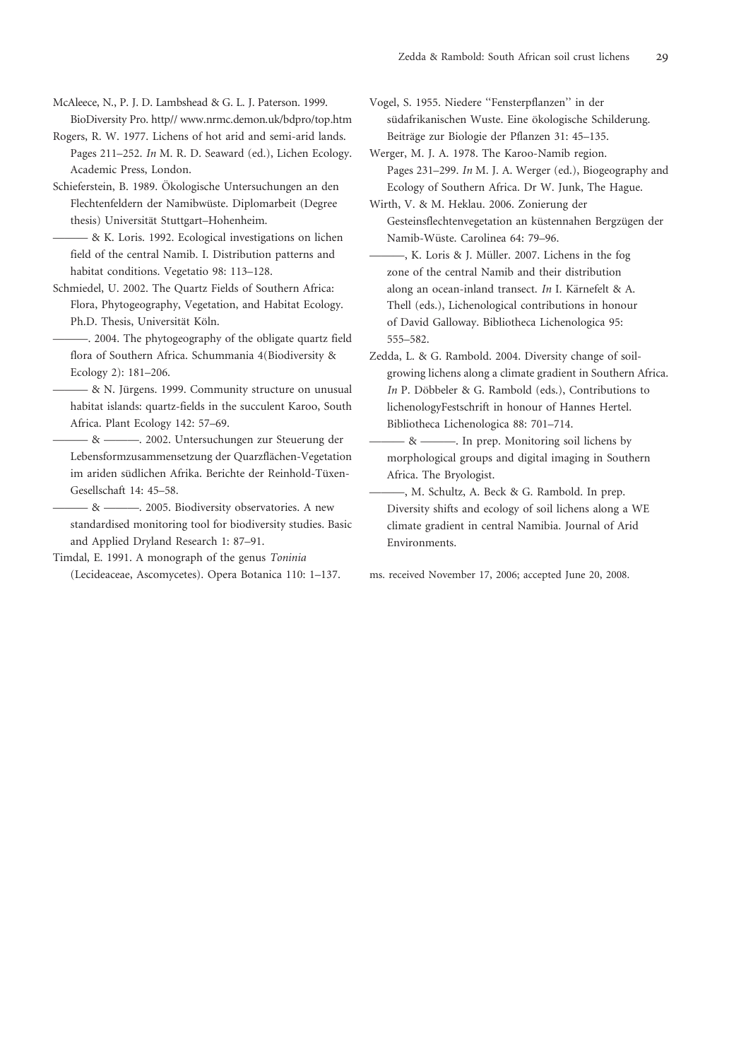McAleece, N., P. J. D. Lambshead & G. L. J. Paterson. 1999. BioDiversity Pro. http// www.nrmc.demon.uk/bdpro/top.htm

Rogers, R. W. 1977. Lichens of hot arid and semi-arid lands. Pages 211–252. *In* M. R. D. Seaward (ed.), Lichen Ecology. Academic Press, London.

Schieferstein, B. 1989. Ökologische Untersuchungen an den Flechtenfeldern der Namibwüste. Diplomarbeit (Degree thesis) Universität Stuttgart–Hohenheim.

——— & K. Loris. 1992. Ecological investigations on lichen field of the central Namib. I. Distribution patterns and habitat conditions. Vegetatio 98: 113–128.

Schmiedel, U. 2002. The Quartz Fields of Southern Africa: Flora, Phytogeography, Vegetation, and Habitat Ecology. Ph.D. Thesis, Universität Köln.

———. 2004. The phytogeography of the obligate quartz field flora of Southern Africa. Schummania 4(Biodiversity & Ecology 2): 181–206.

——— & N. Jürgens. 1999. Community structure on unusual habitat islands: quartz-fields in the succulent Karoo, South Africa. Plant Ecology 142: 57–69.

——— & ———. 2002. Untersuchungen zur Steuerung der Lebensformzusammensetzung der Quarzflächen-Vegetation im ariden südlichen Afrika. Berichte der Reinhold-Tüxen-Gesellschaft 14: 45–58.

——— & ———. 2005. Biodiversity observatories. A new standardised monitoring tool for biodiversity studies. Basic and Applied Dryland Research 1: 87–91.

Timdal, E. 1991. A monograph of the genus *Toninia* (Lecideaceae, Ascomycetes). Opera Botanica 110: 1–137.

Vogel, S. 1955. Niedere "Fensterpflanzen" in der südafrikanischen Wuste. Eine ökologische Schilderung. Beiträge zur Biologie der Pflanzen 31: 45–135.

Werger, M. J. A. 1978. The Karoo-Namib region. Pages 231–299. *In* M. J. A. Werger (ed.), Biogeography and Ecology of Southern Africa. Dr W. Junk, The Hague.

Wirth, V. & M. Heklau. 2006. Zonierung der Gesteinsflechtenvegetation an küstennahen Bergzügen der Namib-Wüste. Carolinea 64: 79–96.

———, K. Loris & J. Müller. 2007. Lichens in the fog zone of the central Namib and their distribution along an ocean-inland transect. *In* I. Kärnefelt & A. Thell (eds.), Lichenological contributions in honour of David Galloway. Bibliotheca Lichenologica 95: 555–582.

Zedda, L. & G. Rambold. 2004. Diversity change of soil-growing lichens along a climate gradient in Southern Africa. *In* P. Döbbeler & G. Rambold (eds.), Contributions to lichenologyFestschrift in honour of Hannes Hertel. Bibliotheca Lichenologica 88: 701–714.

——— & ———. In prep. Monitoring soil lichens by morphological groups and digital imaging in Southern Africa. The Bryologist.

———, M. Schultz, A. Beck & G. Rambold. In prep. Diversity shifts and ecology of soil lichens along a WE climate gradient in central Namibia. Journal of Arid Environments.

ms. received November 17, 2006; accepted June 20, 2008.